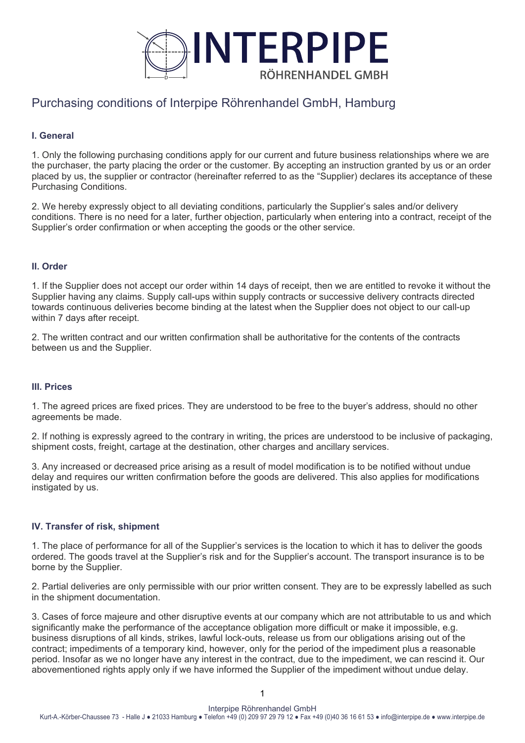# INTERPIPE RÖHRENHANDEL GMBH

## Purchasing conditions of Interpipe Röhrenhandel GmbH, Hamburg

### I. General

1. Only the following purchasing conditions apply for our current and future business relationships where we are the purchaser, the party placing the order or the customer. By accepting an instruction granted by us or an order placed by us, the supplier or contractor (hereinafter referred to as the "Supplier) declares its acceptance of these Purchasing Conditions.

2. We hereby expressly object to all deviating conditions, particularly the Supplier's sales and/or delivery conditions. There is no need for a later, further objection, particularly when entering into a contract, receipt of the Supplier's order confirmation or when accepting the goods or the other service.

### II. Order

1. If the Supplier does not accept our order within 14 days of receipt, then we are entitled to revoke it without the Supplier having any claims. Supply call-ups within supply contracts or successive delivery contracts directed towards continuous deliveries become binding at the latest when the Supplier does not object to our call-up within 7 days after receipt.

2. The written contract and our written confirmation shall be authoritative for the contents of the contracts between us and the Supplier.

### III. Prices

1. The agreed prices are fixed prices. They are understood to be free to the buyer's address, should no other agreements be made.

2. If nothing is expressly agreed to the contrary in writing, the prices are understood to be inclusive of packaging, shipment costs, freight, cartage at the destination, other charges and ancillary services.

3. Any increased or decreased price arising as a result of model modification is to be notified without undue delay and requires our written confirmation before the goods are delivered. This also applies for modifications instigated by us.

### IV. Transfer of risk, shipment

1. The place of performance for all of the Supplier's services is the location to which it has to deliver the goods ordered. The goods travel at the Supplier's risk and for the Supplier's account. The transport insurance is to be borne by the Supplier.

2. Partial deliveries are only permissible with our prior written consent. They are to be expressly labelled as such in the shipment documentation.

3. Cases of force majeure and other disruptive events at our company which are not attributable to us and which significantly make the performance of the acceptance obligation more difficult or make it impossible, e.g. business disruptions of all kinds, strikes, lawful lock-outs, release us from our obligations arising out of the contract; impediments of a temporary kind, however, only for the period of the impediment plus a reasonable period. Insofar as we no longer have any interest in the contract, due to the impediment, we can rescind it. Our abovementioned rights apply only if we have informed the Supplier of the impediment without undue delay.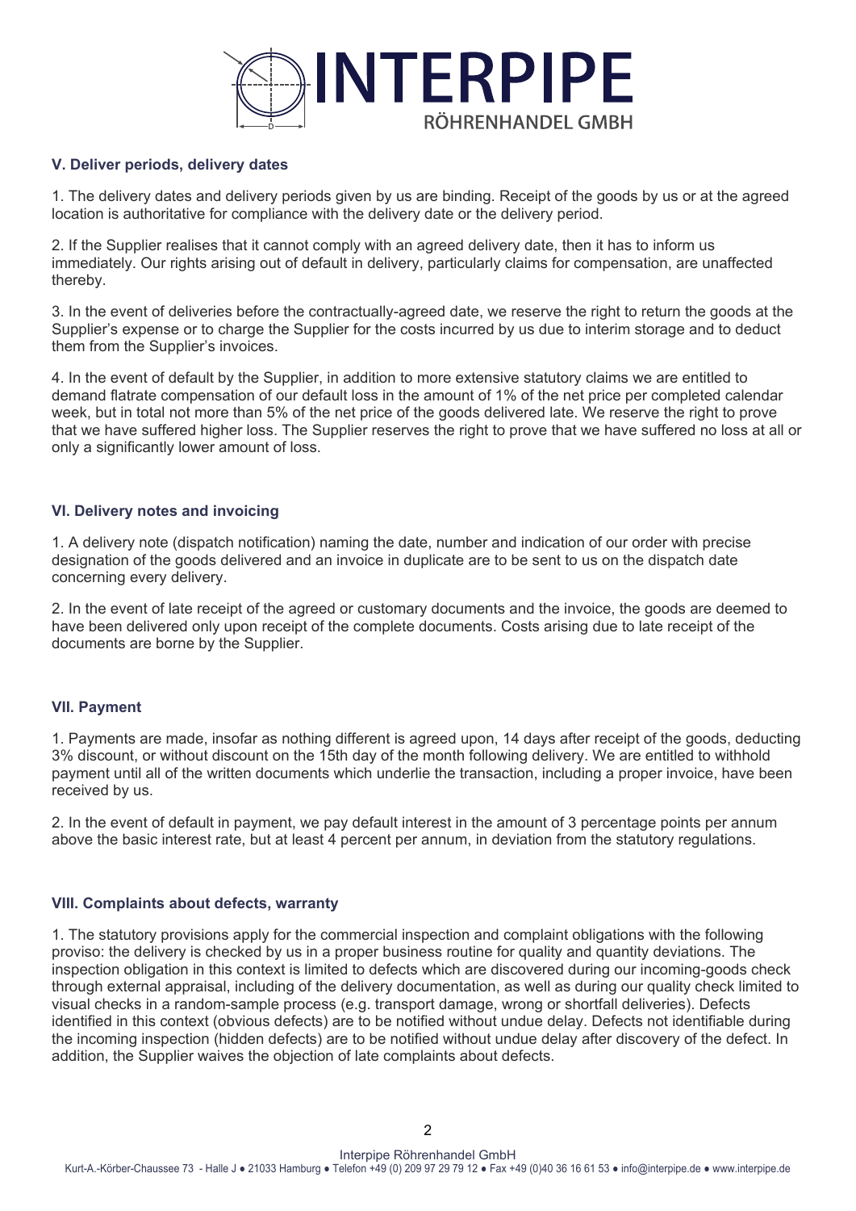### V. Deliver periods, delivery dates

1. The delivery dates and delivery periods given by us are binding. Receipt of the goods by us or at the agreed location is authoritative for compliance with the delivery date or the delivery period.

2. If the Supplier realises that it cannot comply with an agreed delivery date, then it has to inform us immediately. Our rights arising out of default in delivery, particularly claims for compensation, are unaffected thereby.

3. In the event of deliveries before the contractually-agreed date, we reserve the right to return the goods at the Supplier's expense or to charge the Supplier for the costs incurred by us due to interim storage and to deduct them from the Supplier's invoices.

4. In the event of default by the Supplier, in addition to more extensive statutory claims we are entitled to demand flatrate compensation of our default loss in the amount of 1% of the net price per completed calendar week, but in total not more than 5% of the net price of the goods delivered late. We reserve the right to prove that we have suffered higher loss. The Supplier reserves the right to prove that we have suffered no loss at all or only a significantly lower amount of loss.

### VI. Delivery notes and invoicing

1. A delivery note (dispatch notification) naming the date, number and indication of our order with precise designation of the goods delivered and an invoice in duplicate are to be sent to us on the dispatch date concerning every delivery.

2. In the event of late receipt of the agreed or customary documents and the invoice, the goods are deemed to have been delivered only upon receipt of the complete documents. Costs arising due to late receipt of the documents are borne by the Supplier.

### VII. Payment

1. Payments are made, insofar as nothing different is agreed upon, 14 days after receipt of the goods, deducting 3% discount, or without discount on the 15th day of the month following delivery. We are entitled to withhold payment until all of the written documents which underlie the transaction, including a proper invoice, have been received by us.

2. In the event of default in payment, we pay default interest in the amount of 3 percentage points per annum above the basic interest rate, but at least 4 percent per annum, in deviation from the statutory regulations.

### VIII. Complaints about defects, warranty

1. The statutory provisions apply for the commercial inspection and complaint obligations with the following proviso: the delivery is checked by us in a proper business routine for quality and quantity deviations. The inspection obligation in this context is limited to defects which are discovered during our incoming-goods check through external appraisal, including of the delivery documentation, as well as during our quality check limited to visual checks in a random-sample process (e.g. transport damage, wrong or shortfall deliveries). Defects identified in this context (obvious defects) are to be notified without undue delay. Defects not identifiable during the incoming inspection (hidden defects) are to be notified without undue delay after discovery of the defect. In addition, the Supplier waives the objection of late complaints about defects.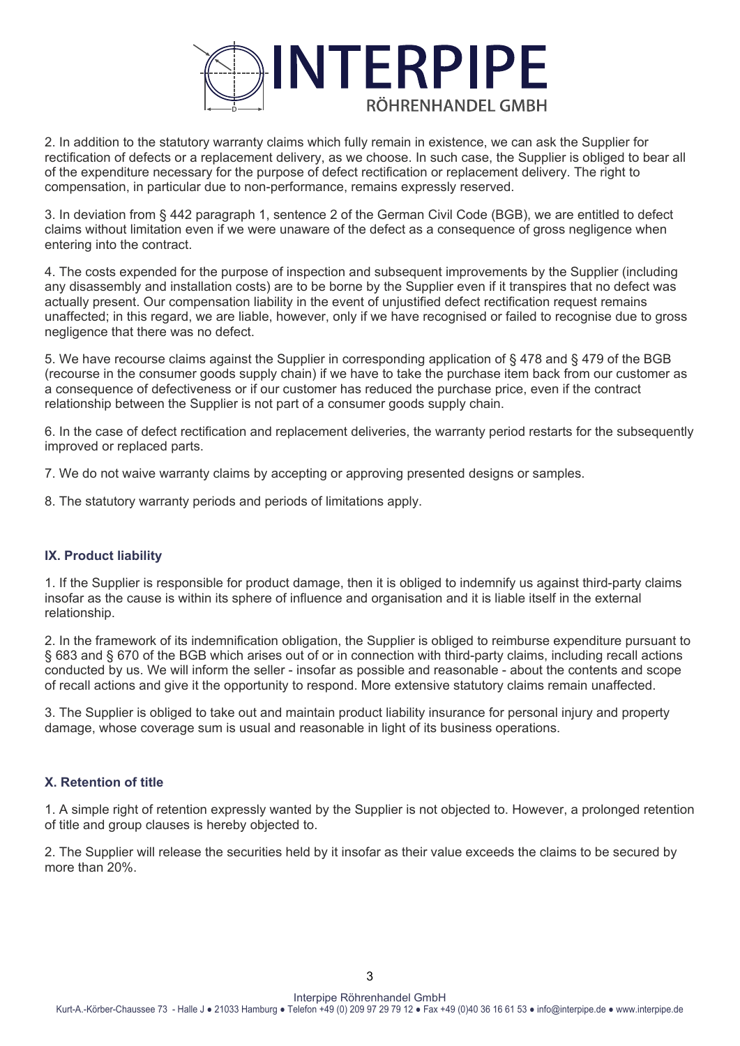2. In addition to the statutory warranty claims which fully remain in existence, we can ask the Supplier for rectification of defects or a replacement delivery, as we choose. In such case, the Supplier is obliged to bear all of the expenditure necessary for the purpose of defect rectification or replacement delivery. The right to compensation, in particular due to non-performance, remains expressly reserved.

3. In deviation from § 442 paragraph 1, sentence 2 of the German Civil Code (BGB), we are entitled to defect claims without limitation even if we were unaware of the defect as a consequence of gross negligence when entering into the contract.

4. The costs expended for the purpose of inspection and subsequent improvements by the Supplier (including any disassembly and installation costs) are to be borne by the Supplier even if it transpires that no defect was actually present. Our compensation liability in the event of unjustified defect rectification request remains unaffected; in this regard, we are liable, however, only if we have recognised or failed to recognise due to gross negligence that there was no defect.

5. We have recourse claims against the Supplier in corresponding application of § 478 and § 479 of the BGB (recourse in the consumer goods supply chain) if we have to take the purchase item back from our customer as a consequence of defectiveness or if our customer has reduced the purchase price, even if the contract relationship between the Supplier is not part of a consumer goods supply chain.

6. In the case of defect rectification and replacement deliveries, the warranty period restarts for the subsequently improved or replaced parts.

7. We do not waive warranty claims by accepting or approving presented designs or samples.

8. The statutory warranty periods and periods of limitations apply.

## IX. Product liability

1. If the Supplier is responsible for product damage, then it is obliged to indemnify us against third-party claims insofar as the cause is within its sphere of influence and organisation and it is liable itself in the external relationship.

2. In the framework of its indemnification obligation, the Supplier is obliged to reimburse expenditure pursuant to § 683 and § 670 of the BGB which arises out of or in connection with third-party claims, including recall actions conducted by us. We will inform the seller - insofar as possible and reasonable - about the contents and scope of recall actions and give it the opportunity to respond. More extensive statutory claims remain unaffected.

3. The Supplier is obliged to take out and maintain product liability insurance for personal injury and property damage, whose coverage sum is usual and reasonable in light of its business operations.

## X. Retention of title

1. A simple right of retention expressly wanted by the Supplier is not objected to. However, a prolonged retention of title and group clauses is hereby objected to.

2. The Supplier will release the securities held by it insofar as their value exceeds the claims to be secured by more than 20%.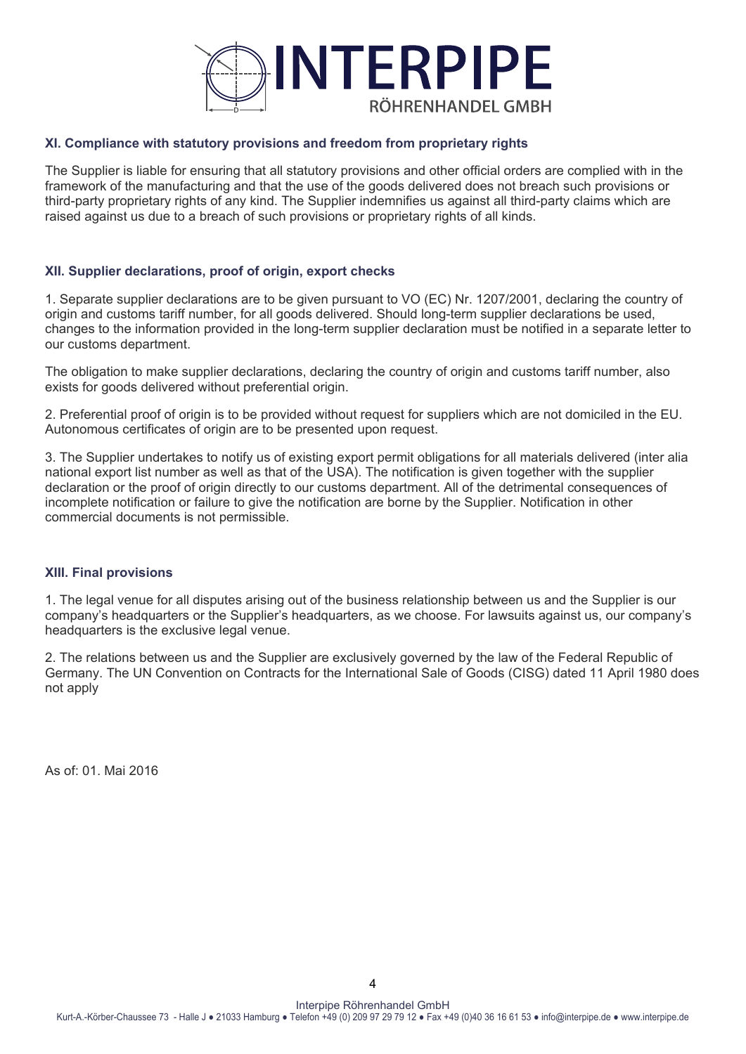## XI. Compliance with statutory provisions and freedom from proprietary rights

The Supplier is liable for ensuring that all statutory provisions and other official orders are complied with in the framework of the manufacturing and that the use of the goods delivered does not breach such provisions or third-party proprietary rights of any kind. The Supplier indemnifies us against all third-party claims which are raised against us due to a breach of such provisions or proprietary rights of all kinds.

## XII. Supplier declarations, proof of origin, export checks

1. Separate supplier declarations are to be given pursuant to VO (EC) Nr. 1207/2001, declaring the country of origin and customs tariff number, for all goods delivered. Should long-term supplier declarations be used, changes to the information provided in the long-term supplier declaration must be notified in a separate letter to our customs department.

The obligation to make supplier declarations, declaring the country of origin and customs tariff number, also exists for goods delivered without preferential origin.

2. Preferential proof of origin is to be provided without request for suppliers which are not domiciled in the EU. Autonomous certificates of origin are to be presented upon request.

3. The Supplier undertakes to notify us of existing export permit obligations for all materials delivered (inter alia national export list number as well as that of the USA). The notification is given together with the supplier declaration or the proof of origin directly to our customs department. All of the detrimental consequences of incomplete notification or failure to give the notification are borne by the Supplier. Notification in other commercial documents is not permissible.

## XIII. Final provisions

1. The legal venue for all disputes arising out of the business relationship between us and the Supplier is our company's headquarters or the Supplier's headquarters, as we choose. For lawsuits against us, our company's headquarters is the exclusive legal venue.

2. The relations between us and the Supplier are exclusively governed by the law of the Federal Republic of Germany. The UN Convention on Contracts for the International Sale of Goods (CISG) dated 11 April 1980 does not apply

As of: 01. Mai 2016